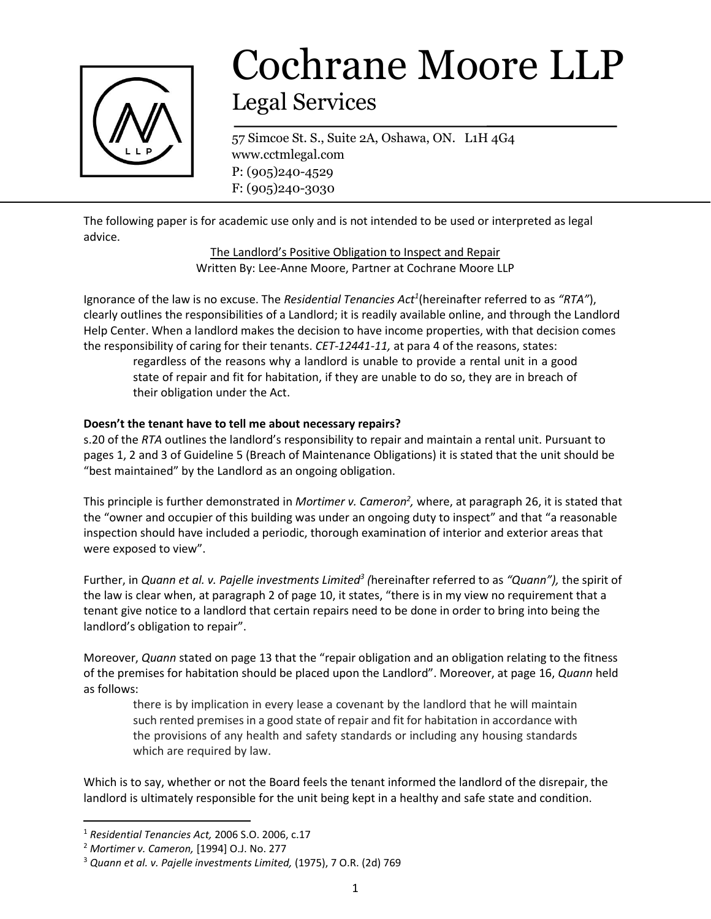# Cochrane Moore LLP

## Legal Services

57 Simcoe St. S., Suite 2A, Oshawa, ON. L1H 4G4
www.cctmlegal.com
P: (905)240-4529
F: (905)240-3030

The following paper is for academic use only and is not intended to be used or interpreted as legal advice.

**The Landlord's Positive Obligation to Inspect and Repair**

Written By: Lee-Anne Moore, Partner at Cochrane Moore LLP

Ignorance of the law is no excuse. The *Residential Tenancies Act*[1](hereinafter referred to as *"RTA"*), clearly outlines the responsibilities of a Landlord; it is readily available online, and through the Landlord Help Center. When a landlord makes the decision to have income properties, with that decision comes the responsibility of caring for their tenants. *CET-12441-11,* at para 4 of the reasons, states:

> regardless of the reasons why a landlord is unable to provide a rental unit in a good state of repair and fit for habitation, if they are unable to do so, they are in breach of their obligation under the Act.

**Doesn't the tenant have to tell me about necessary repairs?**

s.20 of the *RTA* outlines the landlord's responsibility to repair and maintain a rental unit. Pursuant to pages 1, 2 and 3 of Guideline 5 (Breach of Maintenance Obligations) it is stated that the unit should be "best maintained" by the Landlord as an ongoing obligation.

This principle is further demonstrated in *Mortimer v. Cameron*[2], where, at paragraph 26, it is stated that the "owner and occupier of this building was under an ongoing duty to inspect" and that "a reasonable inspection should have included a periodic, thorough examination of interior and exterior areas that were exposed to view".

Further, in *Quann et al. v. Pajelle investments Limited*[3] (hereinafter referred to as *"Quann"),* the spirit of the law is clear when, at paragraph 2 of page 10, it states, "there is in my view no requirement that a tenant give notice to a landlord that certain repairs need to be done in order to bring into being the landlord's obligation to repair".

Moreover, *Quann* stated on page 13 that the "repair obligation and an obligation relating to the fitness of the premises for habitation should be placed upon the Landlord". Moreover, at page 16, *Quann* held as follows:

> there is by implication in every lease a covenant by the landlord that he will maintain such rented premises in a good state of repair and fit for habitation in accordance with the provisions of any health and safety standards or including any housing standards which are required by law.

Which is to say, whether or not the Board feels the tenant informed the landlord of the disrepair, the landlord is ultimately responsible for the unit being kept in a healthy and safe state and condition.

---

[1] *Residential Tenancies Act,* 2006 S.O. 2006, c.17

[2] *Mortimer v. Cameron,* [1994] O.J. No. 277

[3] *Quann et al. v. Pajelle investments Limited,* (1975), 7 O.R. (2d) 769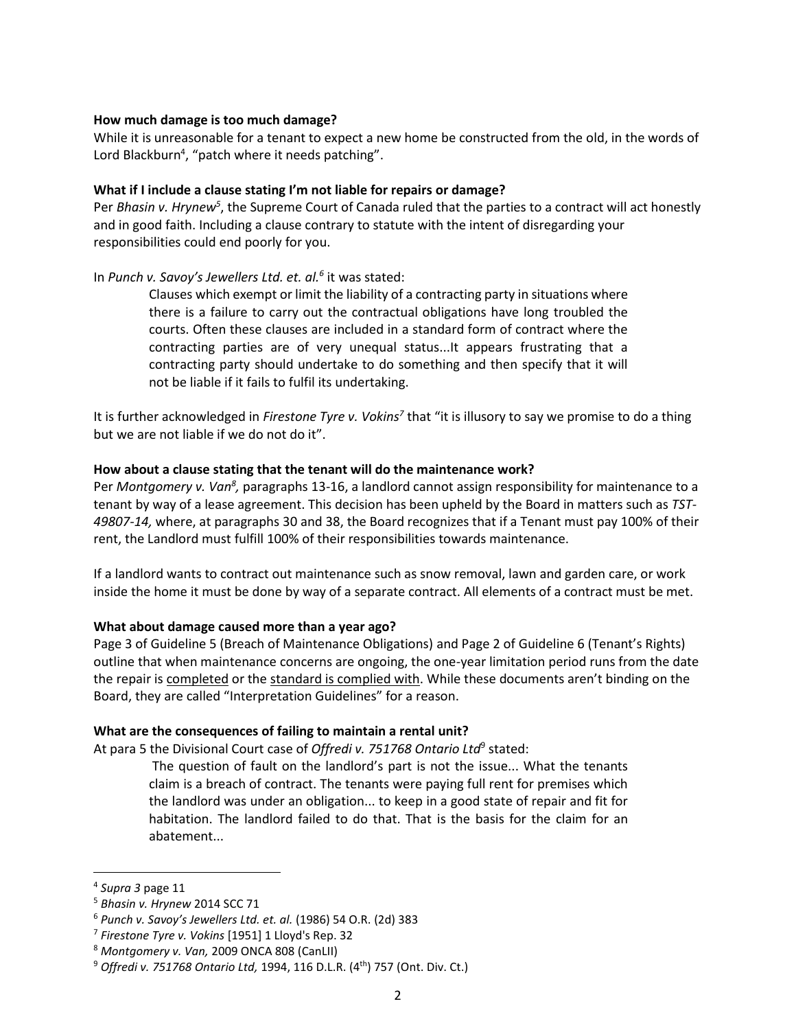**How much damage is too much damage?**

While it is unreasonable for a tenant to expect a new home be constructed from the old, in the words of Lord Blackburn[4], "patch where it needs patching".

**What if I include a clause stating I'm not liable for repairs or damage?**

Per *Bhasin v. Hrynew*[5], the Supreme Court of Canada ruled that the parties to a contract will act honestly and in good faith. Including a clause contrary to statute with the intent of disregarding your responsibilities could end poorly for you.

In *Punch v. Savoy's Jewellers Ltd. et. al.*[6] it was stated:

> Clauses which exempt or limit the liability of a contracting party in situations where there is a failure to carry out the contractual obligations have long troubled the courts. Often these clauses are included in a standard form of contract where the contracting parties are of very unequal status...It appears frustrating that a contracting party should undertake to do something and then specify that it will not be liable if it fails to fulfil its undertaking.

It is further acknowledged in *Firestone Tyre v. Vokins*[7] that "it is illusory to say we promise to do a thing but we are not liable if we do not do it".

**How about a clause stating that the tenant will do the maintenance work?**

Per *Montgomery v. Van*[8], paragraphs 13-16, a landlord cannot assign responsibility for maintenance to a tenant by way of a lease agreement. This decision has been upheld by the Board in matters such as *TST-49807-14,* where, at paragraphs 30 and 38, the Board recognizes that if a Tenant must pay 100% of their rent, the Landlord must fulfill 100% of their responsibilities towards maintenance.

If a landlord wants to contract out maintenance such as snow removal, lawn and garden care, or work inside the home it must be done by way of a separate contract. All elements of a contract must be met.

**What about damage caused more than a year ago?**

Page 3 of Guideline 5 (Breach of Maintenance Obligations) and Page 2 of Guideline 6 (Tenant's Rights) outline that when maintenance concerns are ongoing, the one-year limitation period runs from the date the repair is <u>completed</u> or the <u>standard is complied with</u>. While these documents aren't binding on the Board, they are called "Interpretation Guidelines" for a reason.

**What are the consequences of failing to maintain a rental unit?**

At para 5 the Divisional Court case of *Offredi v. 751768 Ontario Ltd*[9] stated:

> The question of fault on the landlord's part is not the issue... What the tenants claim is a breach of contract. The tenants were paying full rent for premises which the landlord was under an obligation... to keep in a good state of repair and fit for habitation. The landlord failed to do that. That is the basis for the claim for an abatement...

---

[4] *Supra 3* page 11

[5] *Bhasin v. Hrynew* 2014 SCC 71

[6] *Punch v. Savoy's Jewellers Ltd. et. al.* (1986) 54 O.R. (2d) 383

[7] *Firestone Tyre v. Vokins* [1951] 1 Lloyd's Rep. 32

[8] *Montgomery v. Van,* 2009 ONCA 808 (CanLII)

[9] *Offredi v. 751768 Ontario Ltd,* 1994, 116 D.L.R. (4th) 757 (Ont. Div. Ct.)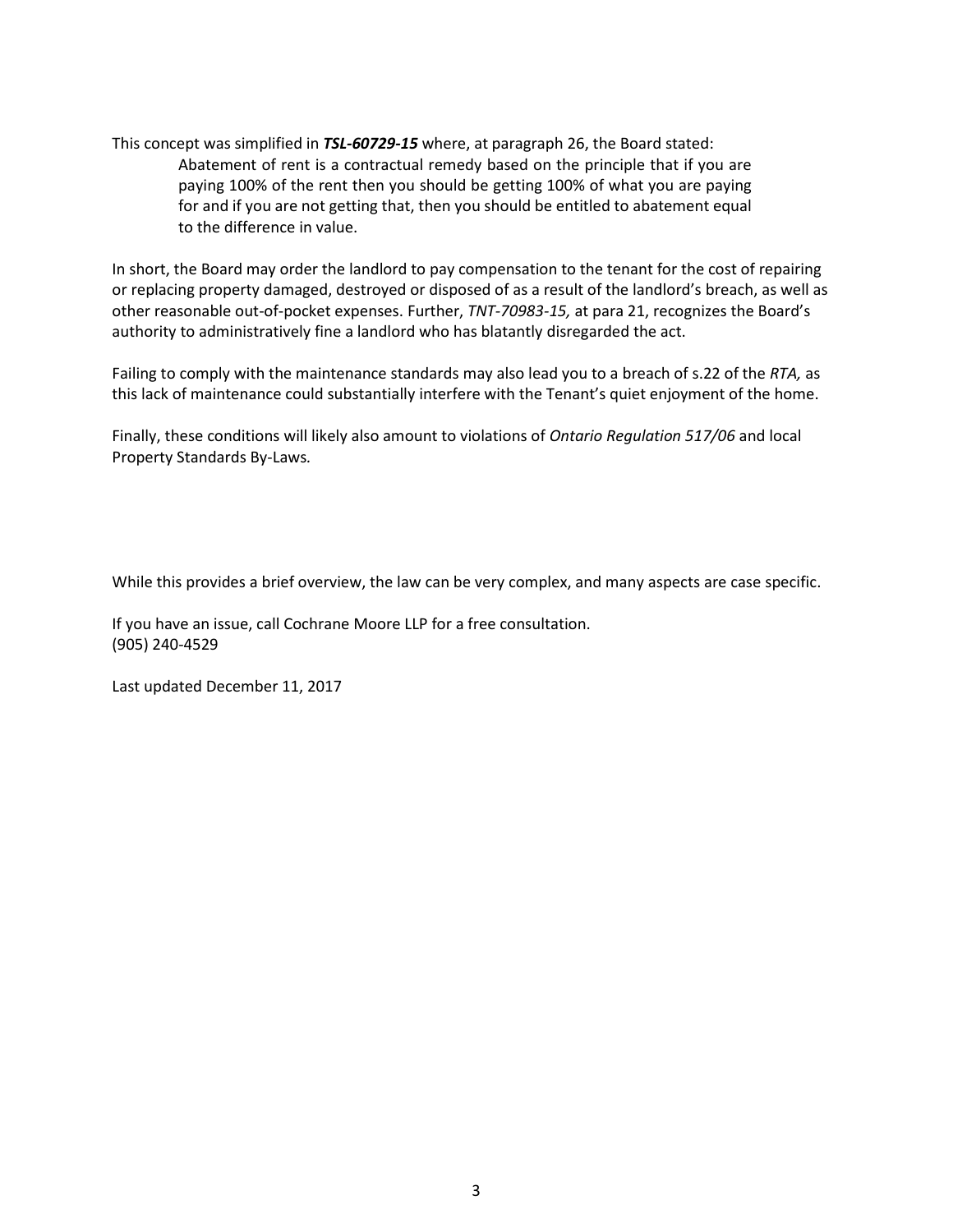This concept was simplified in ***TSL-60729-15*** where, at paragraph 26, the Board stated:

> Abatement of rent is a contractual remedy based on the principle that if you are paying 100% of the rent then you should be getting 100% of what you are paying for and if you are not getting that, then you should be entitled to abatement equal to the difference in value.

In short, the Board may order the landlord to pay compensation to the tenant for the cost of repairing or replacing property damaged, destroyed or disposed of as a result of the landlord's breach, as well as other reasonable out-of-pocket expenses. Further, *TNT-70983-15,* at para 21, recognizes the Board's authority to administratively fine a landlord who has blatantly disregarded the act.

Failing to comply with the maintenance standards may also lead you to a breach of s.22 of the *RTA,* as this lack of maintenance could substantially interfere with the Tenant's quiet enjoyment of the home.

Finally, these conditions will likely also amount to violations of *Ontario Regulation 517/06* and local Property Standards By-Laws.

While this provides a brief overview, the law can be very complex, and many aspects are case specific.

If you have an issue, call Cochrane Moore LLP for a free consultation.
(905) 240-4529

Last updated December 11, 2017